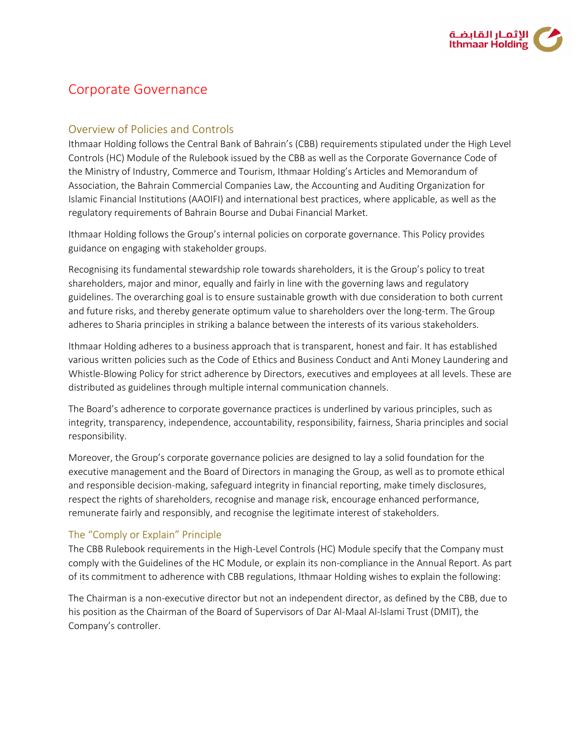# Corporate Governance

## Overview of Policies and Controls

Ithmaar Holding follows the Central Bank of Bahrain's (CBB) requirements stipulated under the High Level Controls (HC) Module of the Rulebook issued by the CBB as well as the Corporate Governance Code of the Ministry of Industry, Commerce and Tourism, Ithmaar Holding's Articles and Memorandum of Association, the Bahrain Commercial Companies Law, the Accounting and Auditing Organization for Islamic Financial Institutions (AAOIFI) and international best practices, where applicable, as well as the regulatory requirements of Bahrain Bourse and Dubai Financial Market.

Ithmaar Holding follows the Group's internal policies on corporate governance. This Policy provides guidance on engaging with stakeholder groups.

Recognising its fundamental stewardship role towards shareholders, it is the Group's policy to treat shareholders, major and minor, equally and fairly in line with the governing laws and regulatory guidelines. The overarching goal is to ensure sustainable growth with due consideration to both current and future risks, and thereby generate optimum value to shareholders over the long-term. The Group adheres to Sharia principles in striking a balance between the interests of its various stakeholders.

Ithmaar Holding adheres to a business approach that is transparent, honest and fair. It has established various written policies such as the Code of Ethics and Business Conduct and Anti Money Laundering and Whistle-Blowing Policy for strict adherence by Directors, executives and employees at all levels. These are distributed as guidelines through multiple internal communication channels.

The Board's adherence to corporate governance practices is underlined by various principles, such as integrity, transparency, independence, accountability, responsibility, fairness, Sharia principles and social responsibility.

Moreover, the Group's corporate governance policies are designed to lay a solid foundation for the executive management and the Board of Directors in managing the Group, as well as to promote ethical and responsible decision-making, safeguard integrity in financial reporting, make timely disclosures, respect the rights of shareholders, recognise and manage risk, encourage enhanced performance, remunerate fairly and responsibly, and recognise the legitimate interest of stakeholders.

### The "Comply or Explain" Principle

The CBB Rulebook requirements in the High-Level Controls (HC) Module specify that the Company must comply with the Guidelines of the HC Module, or explain its non-compliance in the Annual Report. As part of its commitment to adherence with CBB regulations, Ithmaar Holding wishes to explain the following:

The Chairman is a non-executive director but not an independent director, as defined by the CBB, due to his position as the Chairman of the Board of Supervisors of Dar Al-Maal Al-Islami Trust (DMIT), the Company's controller.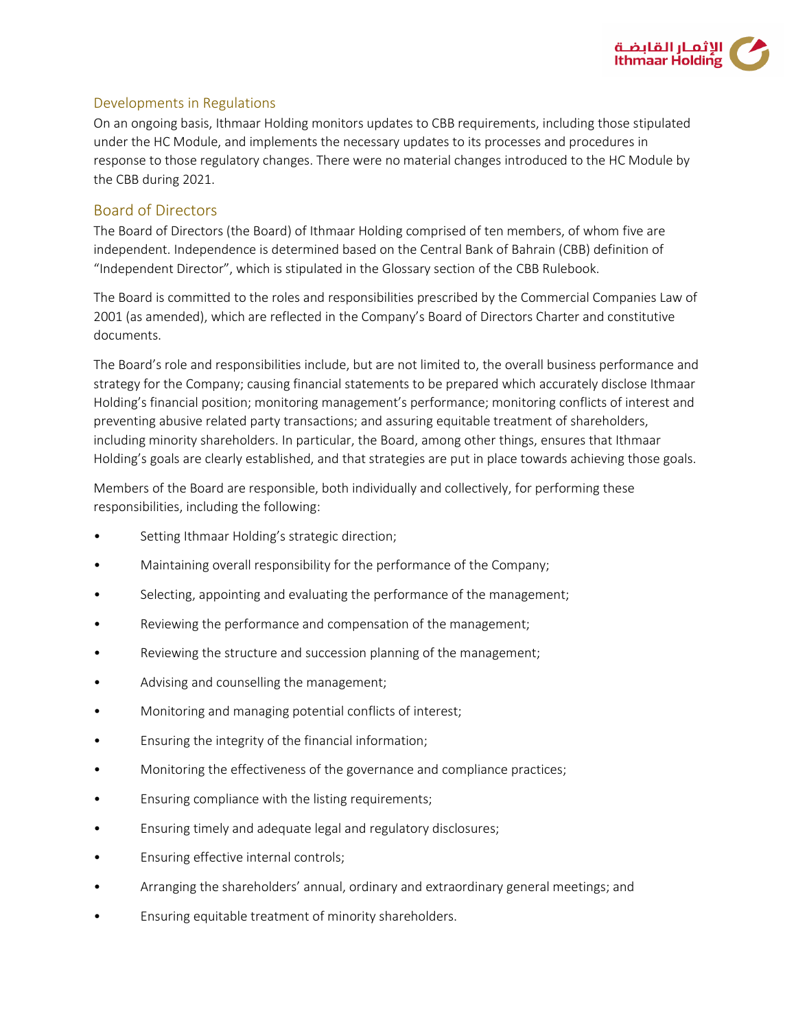## Developments in Regulations

On an ongoing basis, Ithmaar Holding monitors updates to CBB requirements, including those stipulated under the HC Module, and implements the necessary updates to its processes and procedures in response to those regulatory changes. There were no material changes introduced to the HC Module by the CBB during 2021.

## Board of Directors

The Board of Directors (the Board) of Ithmaar Holding comprised of ten members, of whom five are independent. Independence is determined based on the Central Bank of Bahrain (CBB) definition of "Independent Director", which is stipulated in the Glossary section of the CBB Rulebook.

The Board is committed to the roles and responsibilities prescribed by the Commercial Companies Law of 2001 (as amended), which are reflected in the Company's Board of Directors Charter and constitutive documents.

The Board's role and responsibilities include, but are not limited to, the overall business performance and strategy for the Company; causing financial statements to be prepared which accurately disclose Ithmaar Holding's financial position; monitoring management's performance; monitoring conflicts of interest and preventing abusive related party transactions; and assuring equitable treatment of shareholders, including minority shareholders. In particular, the Board, among other things, ensures that Ithmaar Holding's goals are clearly established, and that strategies are put in place towards achieving those goals.

Members of the Board are responsible, both individually and collectively, for performing these responsibilities, including the following:

- Setting Ithmaar Holding's strategic direction;
- Maintaining overall responsibility for the performance of the Company;
- Selecting, appointing and evaluating the performance of the management;
- Reviewing the performance and compensation of the management;
- Reviewing the structure and succession planning of the management;
- Advising and counselling the management;
- Monitoring and managing potential conflicts of interest;
- Ensuring the integrity of the financial information;
- Monitoring the effectiveness of the governance and compliance practices;
- Ensuring compliance with the listing requirements;
- Ensuring timely and adequate legal and regulatory disclosures;
- Ensuring effective internal controls;
- Arranging the shareholders' annual, ordinary and extraordinary general meetings; and
- Ensuring equitable treatment of minority shareholders.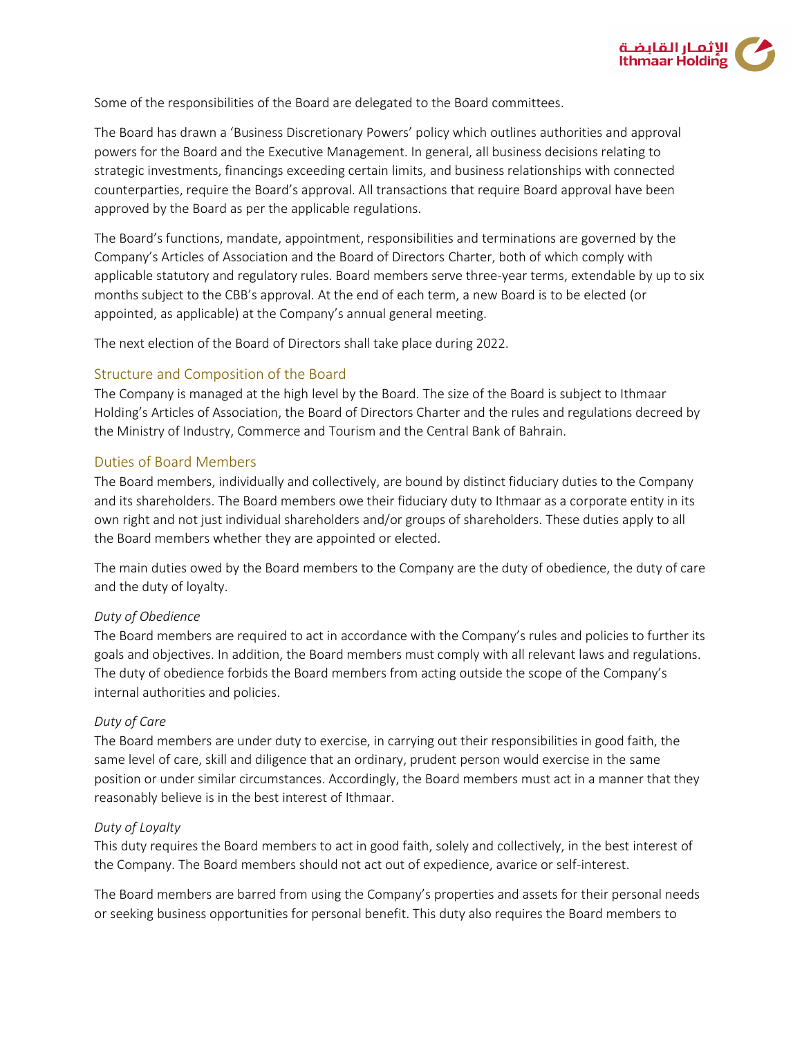Some of the responsibilities of the Board are delegated to the Board committees.

The Board has drawn a 'Business Discretionary Powers' policy which outlines authorities and approval powers for the Board and the Executive Management. In general, all business decisions relating to strategic investments, financings exceeding certain limits, and business relationships with connected counterparties, require the Board's approval. All transactions that require Board approval have been approved by the Board as per the applicable regulations.

The Board's functions, mandate, appointment, responsibilities and terminations are governed by the Company's Articles of Association and the Board of Directors Charter, both of which comply with applicable statutory and regulatory rules. Board members serve three-year terms, extendable by up to six months subject to the CBB's approval. At the end of each term, a new Board is to be elected (or appointed, as applicable) at the Company's annual general meeting.

The next election of the Board of Directors shall take place during 2022.

## Structure and Composition of the Board

The Company is managed at the high level by the Board. The size of the Board is subject to Ithmaar Holding's Articles of Association, the Board of Directors Charter and the rules and regulations decreed by the Ministry of Industry, Commerce and Tourism and the Central Bank of Bahrain.

## Duties of Board Members

The Board members, individually and collectively, are bound by distinct fiduciary duties to the Company and its shareholders. The Board members owe their fiduciary duty to Ithmaar as a corporate entity in its own right and not just individual shareholders and/or groups of shareholders. These duties apply to all the Board members whether they are appointed or elected.

The main duties owed by the Board members to the Company are the duty of obedience, the duty of care and the duty of loyalty.

*Duty of Obedience*

The Board members are required to act in accordance with the Company's rules and policies to further its goals and objectives. In addition, the Board members must comply with all relevant laws and regulations. The duty of obedience forbids the Board members from acting outside the scope of the Company's internal authorities and policies.

*Duty of Care*

The Board members are under duty to exercise, in carrying out their responsibilities in good faith, the same level of care, skill and diligence that an ordinary, prudent person would exercise in the same position or under similar circumstances. Accordingly, the Board members must act in a manner that they reasonably believe is in the best interest of Ithmaar.

*Duty of Loyalty*

This duty requires the Board members to act in good faith, solely and collectively, in the best interest of the Company. The Board members should not act out of expedience, avarice or self-interest.

The Board members are barred from using the Company's properties and assets for their personal needs or seeking business opportunities for personal benefit. This duty also requires the Board members to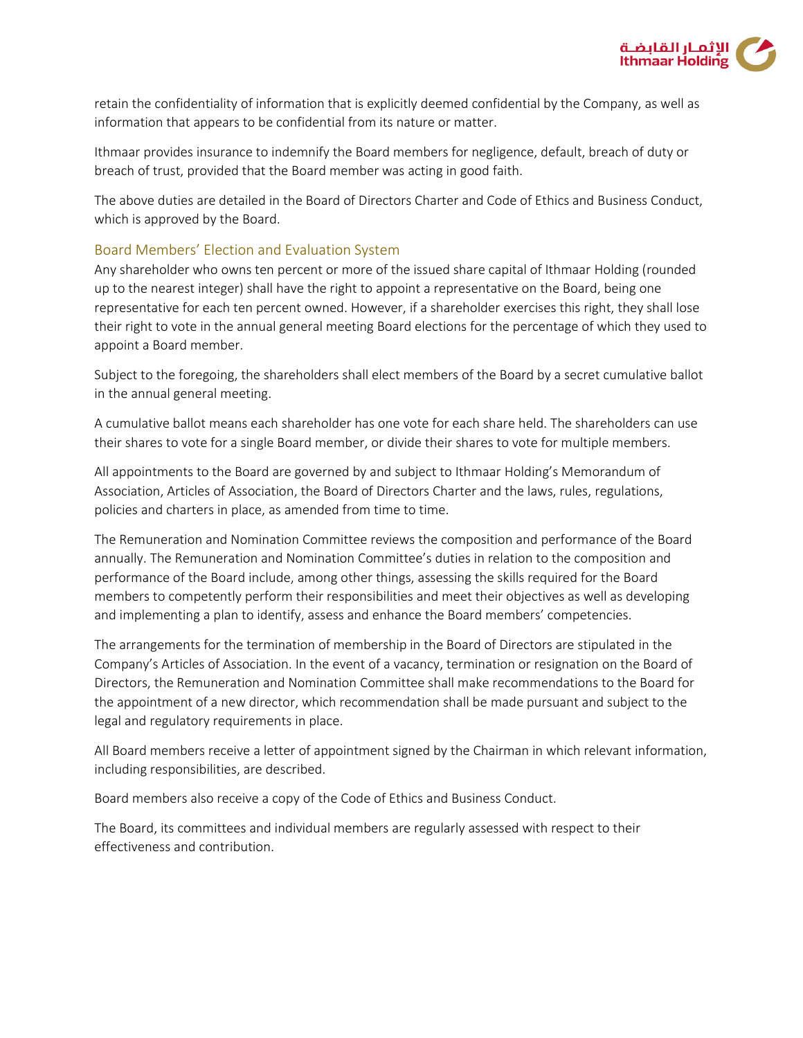retain the confidentiality of information that is explicitly deemed confidential by the Company, as well as information that appears to be confidential from its nature or matter.

Ithmaar provides insurance to indemnify the Board members for negligence, default, breach of duty or breach of trust, provided that the Board member was acting in good faith.

The above duties are detailed in the Board of Directors Charter and Code of Ethics and Business Conduct, which is approved by the Board.

## Board Members' Election and Evaluation System

Any shareholder who owns ten percent or more of the issued share capital of Ithmaar Holding (rounded up to the nearest integer) shall have the right to appoint a representative on the Board, being one representative for each ten percent owned. However, if a shareholder exercises this right, they shall lose their right to vote in the annual general meeting Board elections for the percentage of which they used to appoint a Board member.

Subject to the foregoing, the shareholders shall elect members of the Board by a secret cumulative ballot in the annual general meeting.

A cumulative ballot means each shareholder has one vote for each share held. The shareholders can use their shares to vote for a single Board member, or divide their shares to vote for multiple members.

All appointments to the Board are governed by and subject to Ithmaar Holding's Memorandum of Association, Articles of Association, the Board of Directors Charter and the laws, rules, regulations, policies and charters in place, as amended from time to time.

The Remuneration and Nomination Committee reviews the composition and performance of the Board annually. The Remuneration and Nomination Committee's duties in relation to the composition and performance of the Board include, among other things, assessing the skills required for the Board members to competently perform their responsibilities and meet their objectives as well as developing and implementing a plan to identify, assess and enhance the Board members' competencies.

The arrangements for the termination of membership in the Board of Directors are stipulated in the Company's Articles of Association. In the event of a vacancy, termination or resignation on the Board of Directors, the Remuneration and Nomination Committee shall make recommendations to the Board for the appointment of a new director, which recommendation shall be made pursuant and subject to the legal and regulatory requirements in place.

All Board members receive a letter of appointment signed by the Chairman in which relevant information, including responsibilities, are described.

Board members also receive a copy of the Code of Ethics and Business Conduct.

The Board, its committees and individual members are regularly assessed with respect to their effectiveness and contribution.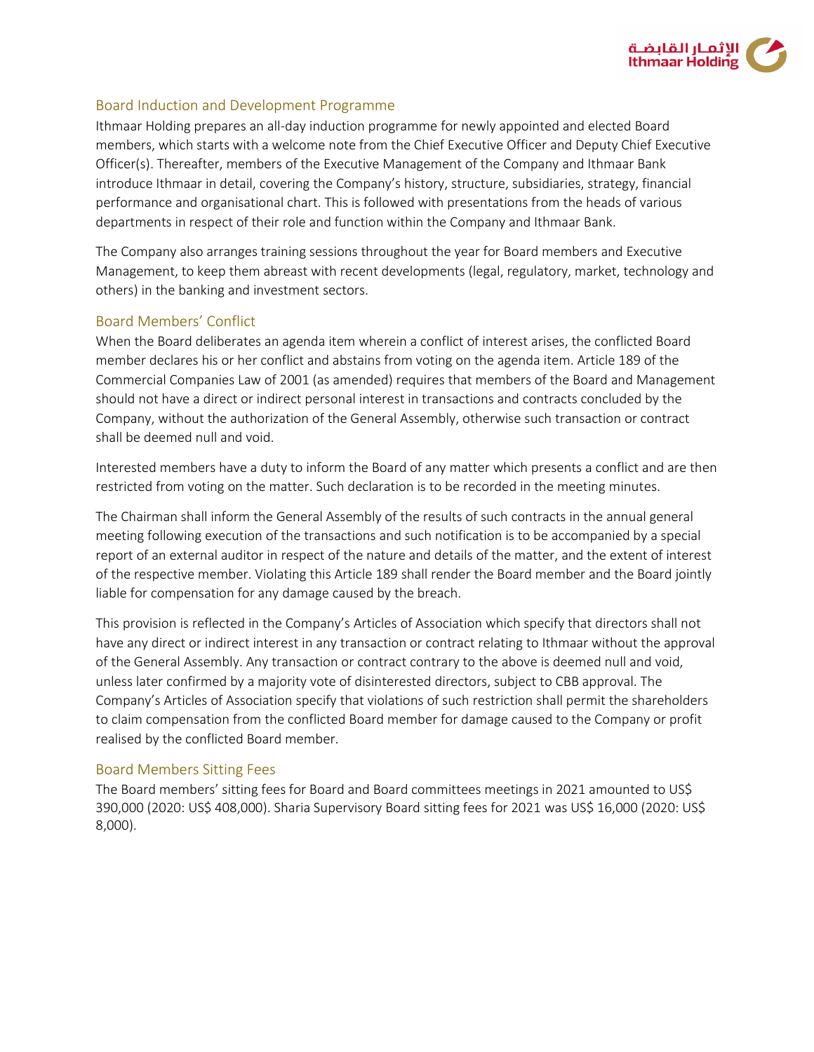## Board Induction and Development Programme

Ithmaar Holding prepares an all-day induction programme for newly appointed and elected Board members, which starts with a welcome note from the Chief Executive Officer and Deputy Chief Executive Officer(s). Thereafter, members of the Executive Management of the Company and Ithmaar Bank introduce Ithmaar in detail, covering the Company's history, structure, subsidiaries, strategy, financial performance and organisational chart. This is followed with presentations from the heads of various departments in respect of their role and function within the Company and Ithmaar Bank.

The Company also arranges training sessions throughout the year for Board members and Executive Management, to keep them abreast with recent developments (legal, regulatory, market, technology and others) in the banking and investment sectors.

## Board Members' Conflict

When the Board deliberates an agenda item wherein a conflict of interest arises, the conflicted Board member declares his or her conflict and abstains from voting on the agenda item. Article 189 of the Commercial Companies Law of 2001 (as amended) requires that members of the Board and Management should not have a direct or indirect personal interest in transactions and contracts concluded by the Company, without the authorization of the General Assembly, otherwise such transaction or contract shall be deemed null and void.

Interested members have a duty to inform the Board of any matter which presents a conflict and are then restricted from voting on the matter. Such declaration is to be recorded in the meeting minutes.

The Chairman shall inform the General Assembly of the results of such contracts in the annual general meeting following execution of the transactions and such notification is to be accompanied by a special report of an external auditor in respect of the nature and details of the matter, and the extent of interest of the respective member. Violating this Article 189 shall render the Board member and the Board jointly liable for compensation for any damage caused by the breach.

This provision is reflected in the Company's Articles of Association which specify that directors shall not have any direct or indirect interest in any transaction or contract relating to Ithmaar without the approval of the General Assembly. Any transaction or contract contrary to the above is deemed null and void, unless later confirmed by a majority vote of disinterested directors, subject to CBB approval. The Company's Articles of Association specify that violations of such restriction shall permit the shareholders to claim compensation from the conflicted Board member for damage caused to the Company or profit realised by the conflicted Board member.

## Board Members Sitting Fees

The Board members' sitting fees for Board and Board committees meetings in 2021 amounted to US$ 390,000 (2020: US$ 408,000). Sharia Supervisory Board sitting fees for 2021 was US$ 16,000 (2020: US$ 8,000).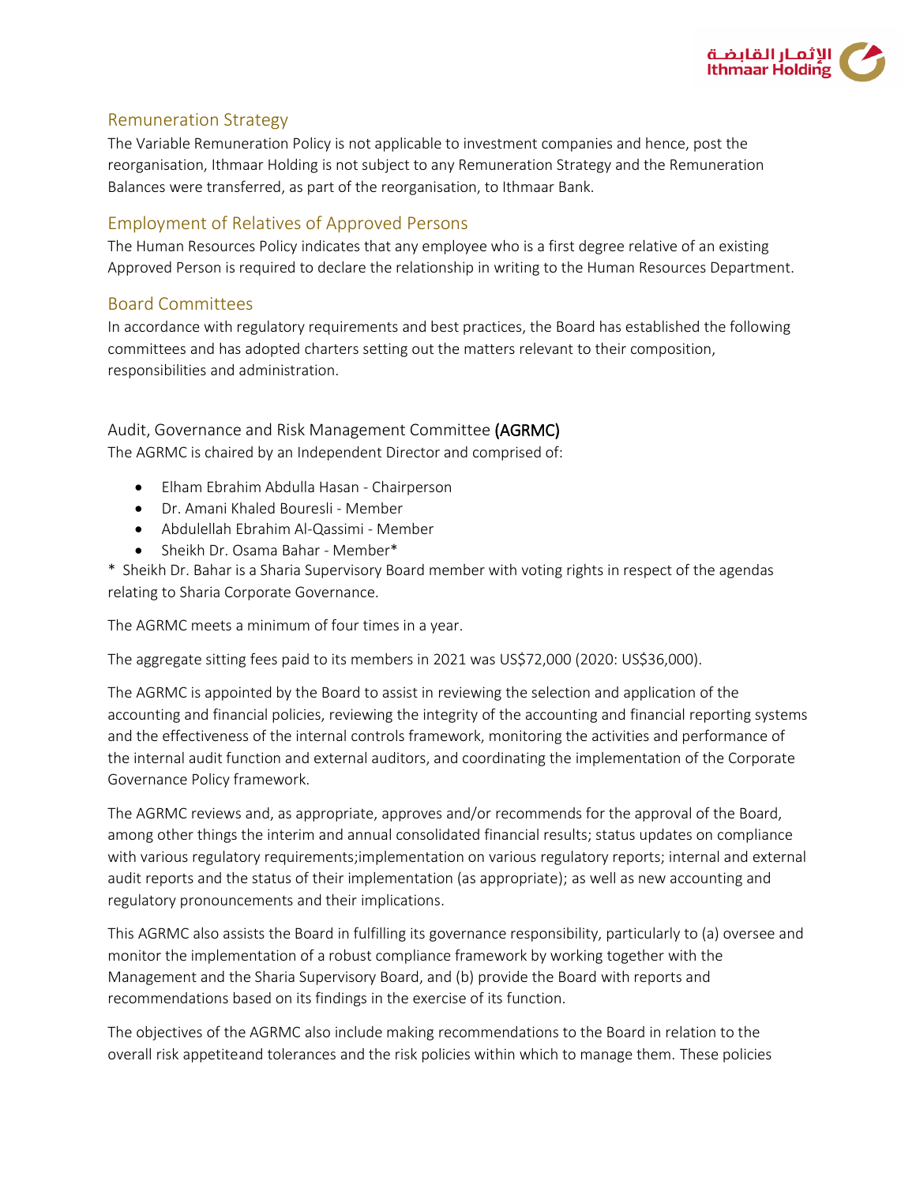## Remuneration Strategy

The Variable Remuneration Policy is not applicable to investment companies and hence, post the reorganisation, Ithmaar Holding is not subject to any Remuneration Strategy and the Remuneration Balances were transferred, as part of the reorganisation, to Ithmaar Bank.

## Employment of Relatives of Approved Persons

The Human Resources Policy indicates that any employee who is a first degree relative of an existing Approved Person is required to declare the relationship in writing to the Human Resources Department.

## Board Committees

In accordance with regulatory requirements and best practices, the Board has established the following committees and has adopted charters setting out the matters relevant to their composition, responsibilities and administration.

### Audit, Governance and Risk Management Committee (AGRMC)

The AGRMC is chaired by an Independent Director and comprised of:

- Elham Ebrahim Abdulla Hasan - Chairperson
- Dr. Amani Khaled Bouresli - Member
- Abdulellah Ebrahim Al-Qassimi - Member
- Sheikh Dr. Osama Bahar - Member*

* Sheikh Dr. Bahar is a Sharia Supervisory Board member with voting rights in respect of the agendas relating to Sharia Corporate Governance.

The AGRMC meets a minimum of four times in a year.

The aggregate sitting fees paid to its members in 2021 was US$72,000 (2020: US$36,000).

The AGRMC is appointed by the Board to assist in reviewing the selection and application of the accounting and financial policies, reviewing the integrity of the accounting and financial reporting systems and the effectiveness of the internal controls framework, monitoring the activities and performance of the internal audit function and external auditors, and coordinating the implementation of the Corporate Governance Policy framework.

The AGRMC reviews and, as appropriate, approves and/or recommends for the approval of the Board, among other things the interim and annual consolidated financial results; status updates on compliance with various regulatory requirements;implementation on various regulatory reports; internal and external audit reports and the status of their implementation (as appropriate); as well as new accounting and regulatory pronouncements and their implications.

This AGRMC also assists the Board in fulfilling its governance responsibility, particularly to (a) oversee and monitor the implementation of a robust compliance framework by working together with the Management and the Sharia Supervisory Board, and (b) provide the Board with reports and recommendations based on its findings in the exercise of its function.

The objectives of the AGRMC also include making recommendations to the Board in relation to the overall risk appetiteand tolerances and the risk policies within which to manage them. These policies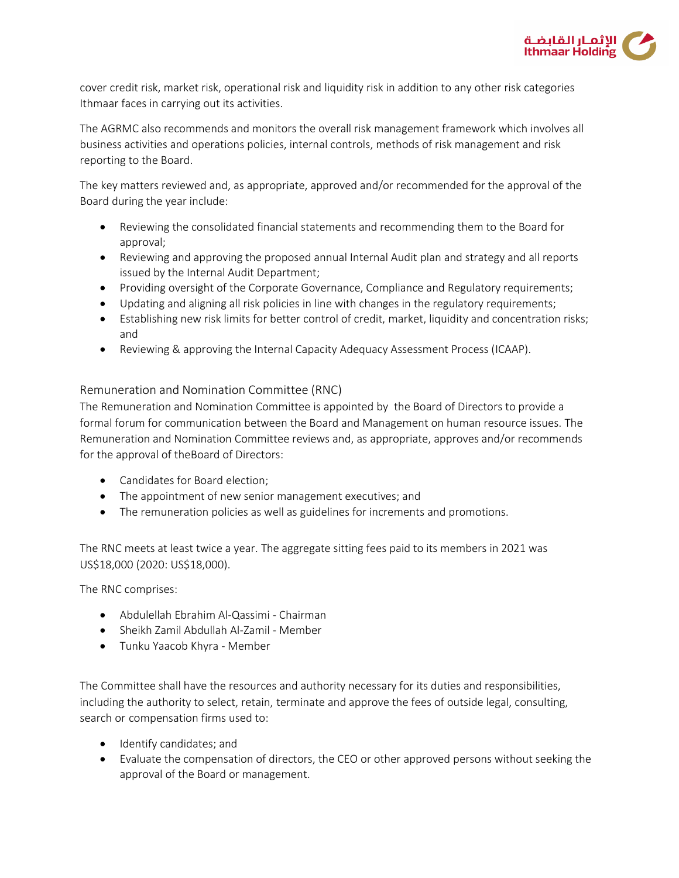cover credit risk, market risk, operational risk and liquidity risk in addition to any other risk categories Ithmaar faces in carrying out its activities.

The AGRMC also recommends and monitors the overall risk management framework which involves all business activities and operations policies, internal controls, methods of risk management and risk reporting to the Board.

The key matters reviewed and, as appropriate, approved and/or recommended for the approval of the Board during the year include:

- Reviewing the consolidated financial statements and recommending them to the Board for approval;
- Reviewing and approving the proposed annual Internal Audit plan and strategy and all reports issued by the Internal Audit Department;
- Providing oversight of the Corporate Governance, Compliance and Regulatory requirements;
- Updating and aligning all risk policies in line with changes in the regulatory requirements;
- Establishing new risk limits for better control of credit, market, liquidity and concentration risks; and
- Reviewing & approving the Internal Capacity Adequacy Assessment Process (ICAAP).

## Remuneration and Nomination Committee (RNC)

The Remuneration and Nomination Committee is appointed by the Board of Directors to provide a formal forum for communication between the Board and Management on human resource issues. The Remuneration and Nomination Committee reviews and, as appropriate, approves and/or recommends for the approval of theBoard of Directors:

- Candidates for Board election;
- The appointment of new senior management executives; and
- The remuneration policies as well as guidelines for increments and promotions.

The RNC meets at least twice a year. The aggregate sitting fees paid to its members in 2021 was US$18,000 (2020: US$18,000).

The RNC comprises:

- Abdulellah Ebrahim Al-Qassimi - Chairman
- Sheikh Zamil Abdullah Al-Zamil - Member
- Tunku Yaacob Khyra - Member

The Committee shall have the resources and authority necessary for its duties and responsibilities, including the authority to select, retain, terminate and approve the fees of outside legal, consulting, search or compensation firms used to:

- Identify candidates; and
- Evaluate the compensation of directors, the CEO or other approved persons without seeking the approval of the Board or management.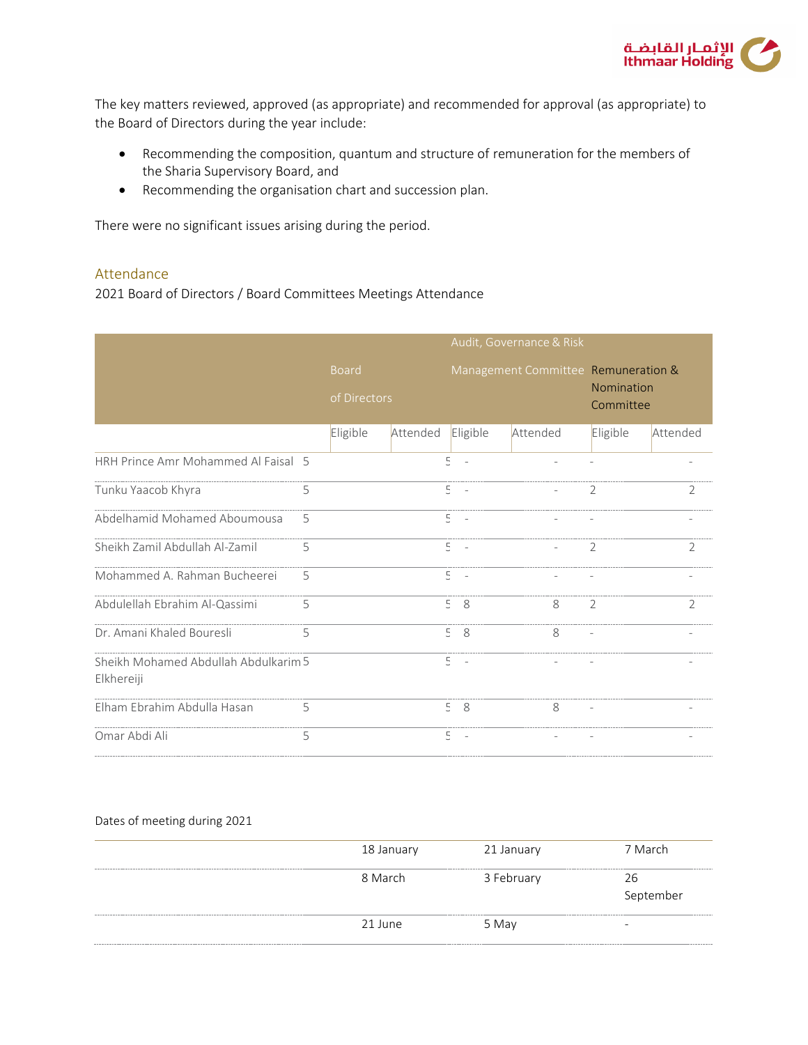The key matters reviewed, approved (as appropriate) and recommended for approval (as appropriate) to the Board of Directors during the year include:

- Recommending the composition, quantum and structure of remuneration for the members of the Sharia Supervisory Board, and
- Recommending the organisation chart and succession plan.

There were no significant issues arising during the period.

## Attendance

2021 Board of Directors / Board Committees Meetings Attendance

| | Board of Directors | | Audit, Governance & Risk Management Committee | | Remuneration & Nomination Committee | |
|---|---|---|---|---|---|---|
| | Eligible | Attended | Eligible | Attended | Eligible | Attended |
| HRH Prince Amr Mohammed Al Faisal | 5 | 5 | - | - | - | - |
| Tunku Yaacob Khyra | 5 | 5 | - | - | 2 | 2 |
| Abdelhamid Mohamed Aboumousa | 5 | 5 | - | - | - | - |
| Sheikh Zamil Abdullah Al-Zamil | 5 | 5 | - | - | 2 | 2 |
| Mohammed A. Rahman Bucheerei | 5 | 5 | - | - | - | - |
| Abdulellah Ebrahim Al-Qassimi | 5 | 5 | 8 | 8 | 2 | 2 |
| Dr. Amani Khaled Bouresli | 5 | 5 | 8 | 8 | - | - |
| Sheikh Mohamed Abdullah Abdulkarim Elkhereiji | 5 | 5 | - | - | - | - |
| Elham Ebrahim Abdulla Hasan | 5 | 5 | 8 | 8 | - | - |
| Omar Abdi Ali | 5 | 5 | - | - | - | - |

Dates of meeting during 2021

| | | | |
|---|---|---|---|
| | 18 January | 21 January | 7 March |
| | 8 March | 3 February | 26 September |
| | 21 June | 5 May | - |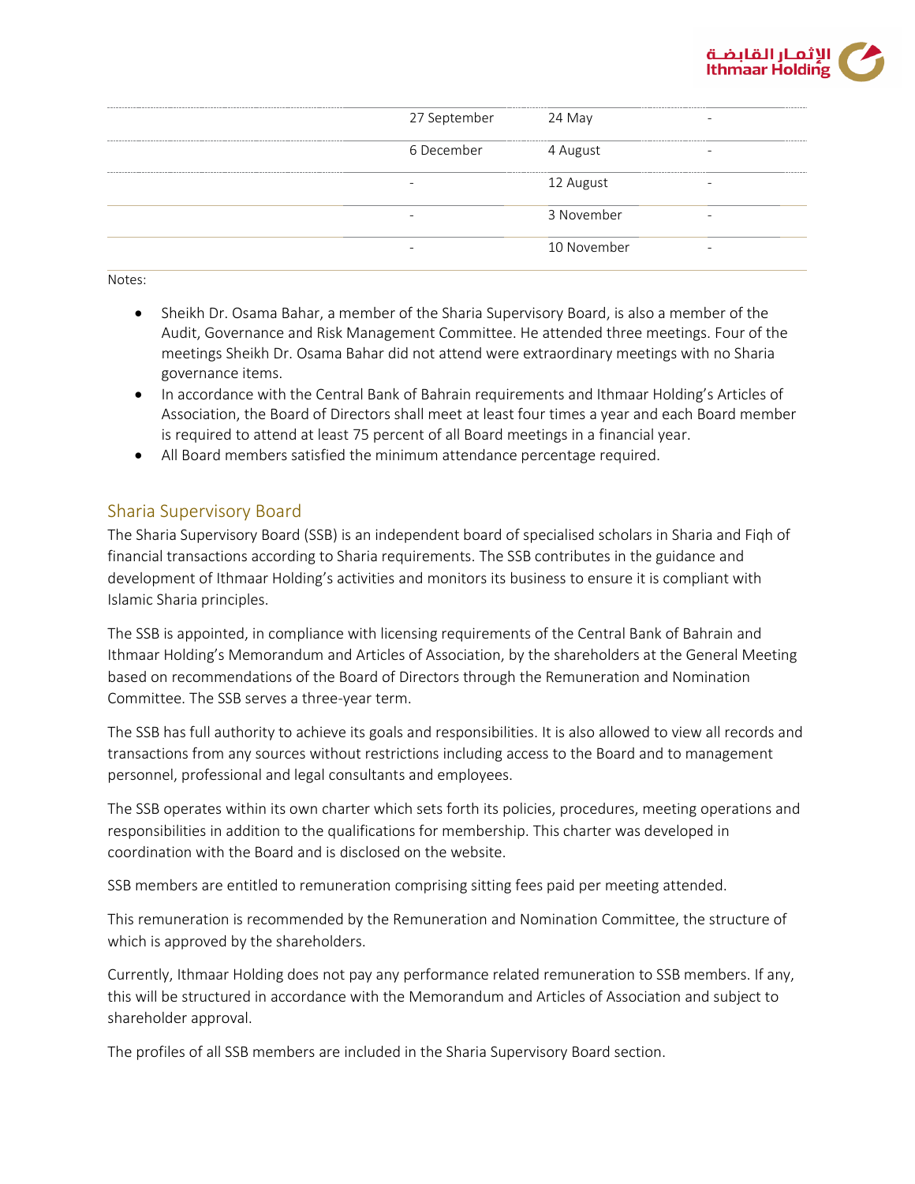| | | | |
|---|---|---|---|
| | 27 September | 24 May | - |
| | 6 December | 4 August | - |
| | - | 12 August | - |
| | - | 3 November | - |
| | - | 10 November | - |

Notes:

- Sheikh Dr. Osama Bahar, a member of the Sharia Supervisory Board, is also a member of the Audit, Governance and Risk Management Committee. He attended three meetings. Four of the meetings Sheikh Dr. Osama Bahar did not attend were extraordinary meetings with no Sharia governance items.
- In accordance with the Central Bank of Bahrain requirements and Ithmaar Holding's Articles of Association, the Board of Directors shall meet at least four times a year and each Board member is required to attend at least 75 percent of all Board meetings in a financial year.
- All Board members satisfied the minimum attendance percentage required.

## Sharia Supervisory Board

The Sharia Supervisory Board (SSB) is an independent board of specialised scholars in Sharia and Fiqh of financial transactions according to Sharia requirements. The SSB contributes in the guidance and development of Ithmaar Holding's activities and monitors its business to ensure it is compliant with Islamic Sharia principles.

The SSB is appointed, in compliance with licensing requirements of the Central Bank of Bahrain and Ithmaar Holding's Memorandum and Articles of Association, by the shareholders at the General Meeting based on recommendations of the Board of Directors through the Remuneration and Nomination Committee. The SSB serves a three-year term.

The SSB has full authority to achieve its goals and responsibilities. It is also allowed to view all records and transactions from any sources without restrictions including access to the Board and to management personnel, professional and legal consultants and employees.

The SSB operates within its own charter which sets forth its policies, procedures, meeting operations and responsibilities in addition to the qualifications for membership. This charter was developed in coordination with the Board and is disclosed on the website.

SSB members are entitled to remuneration comprising sitting fees paid per meeting attended.

This remuneration is recommended by the Remuneration and Nomination Committee, the structure of which is approved by the shareholders.

Currently, Ithmaar Holding does not pay any performance related remuneration to SSB members. If any, this will be structured in accordance with the Memorandum and Articles of Association and subject to shareholder approval.

The profiles of all SSB members are included in the Sharia Supervisory Board section.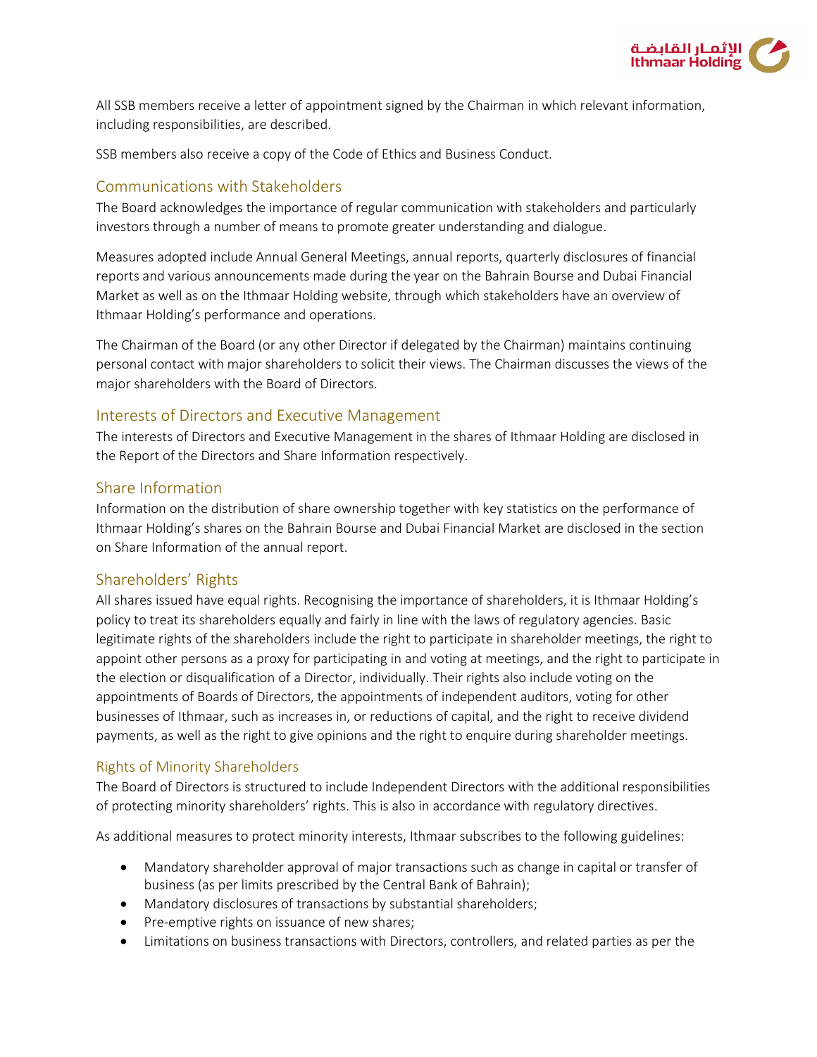All SSB members receive a letter of appointment signed by the Chairman in which relevant information, including responsibilities, are described.

SSB members also receive a copy of the Code of Ethics and Business Conduct.

## Communications with Stakeholders

The Board acknowledges the importance of regular communication with stakeholders and particularly investors through a number of means to promote greater understanding and dialogue.

Measures adopted include Annual General Meetings, annual reports, quarterly disclosures of financial reports and various announcements made during the year on the Bahrain Bourse and Dubai Financial Market as well as on the Ithmaar Holding website, through which stakeholders have an overview of Ithmaar Holding's performance and operations.

The Chairman of the Board (or any other Director if delegated by the Chairman) maintains continuing personal contact with major shareholders to solicit their views. The Chairman discusses the views of the major shareholders with the Board of Directors.

## Interests of Directors and Executive Management

The interests of Directors and Executive Management in the shares of Ithmaar Holding are disclosed in the Report of the Directors and Share Information respectively.

## Share Information

Information on the distribution of share ownership together with key statistics on the performance of Ithmaar Holding's shares on the Bahrain Bourse and Dubai Financial Market are disclosed in the section on Share Information of the annual report.

## Shareholders' Rights

All shares issued have equal rights. Recognising the importance of shareholders, it is Ithmaar Holding's policy to treat its shareholders equally and fairly in line with the laws of regulatory agencies. Basic legitimate rights of the shareholders include the right to participate in shareholder meetings, the right to appoint other persons as a proxy for participating in and voting at meetings, and the right to participate in the election or disqualification of a Director, individually. Their rights also include voting on the appointments of Boards of Directors, the appointments of independent auditors, voting for other businesses of Ithmaar, such as increases in, or reductions of capital, and the right to receive dividend payments, as well as the right to give opinions and the right to enquire during shareholder meetings.

### Rights of Minority Shareholders

The Board of Directors is structured to include Independent Directors with the additional responsibilities of protecting minority shareholders' rights. This is also in accordance with regulatory directives.

As additional measures to protect minority interests, Ithmaar subscribes to the following guidelines:

- Mandatory shareholder approval of major transactions such as change in capital or transfer of business (as per limits prescribed by the Central Bank of Bahrain);
- Mandatory disclosures of transactions by substantial shareholders;
- Pre-emptive rights on issuance of new shares;
- Limitations on business transactions with Directors, controllers, and related parties as per the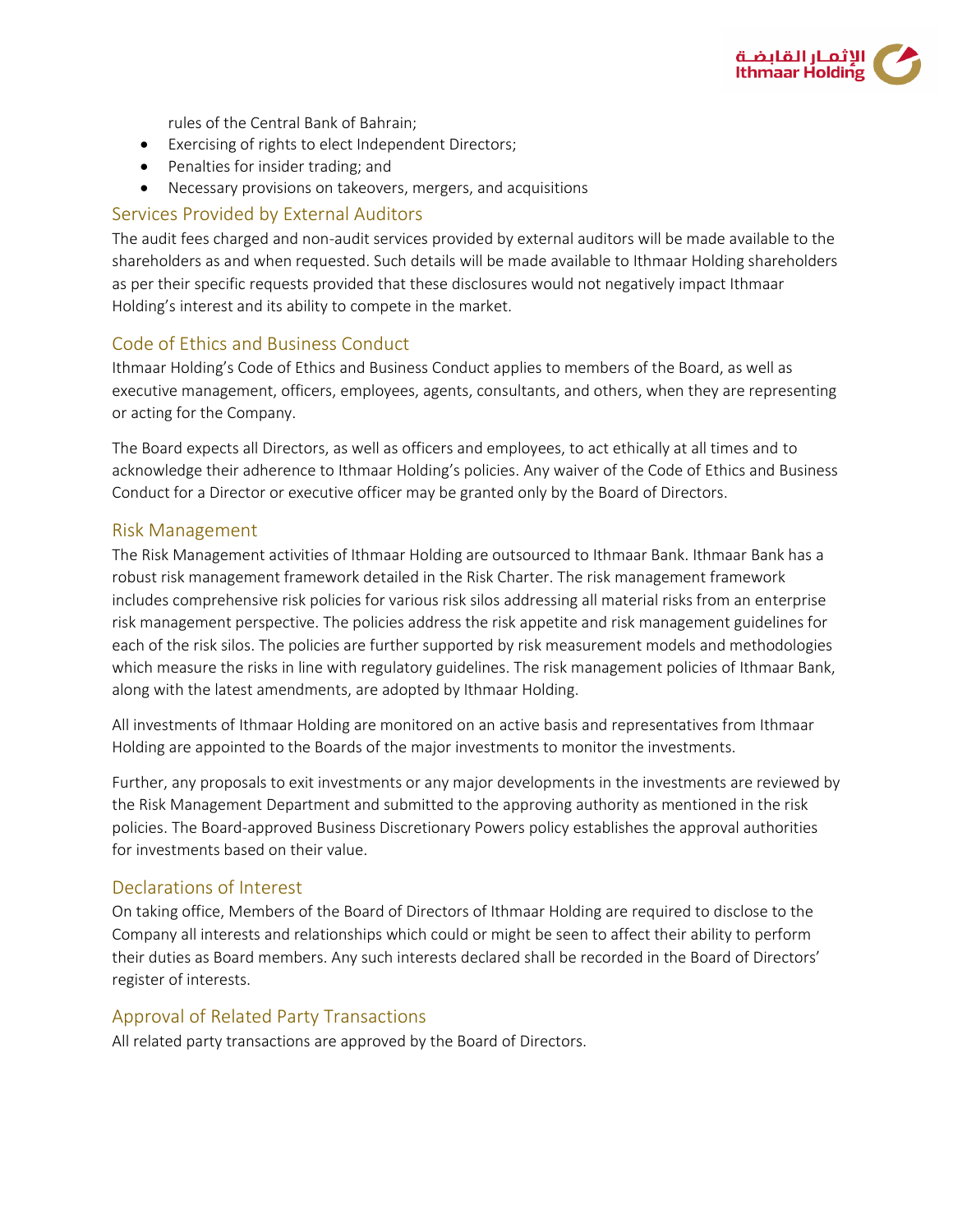rules of the Central Bank of Bahrain;
- Exercising of rights to elect Independent Directors;
- Penalties for insider trading; and
- Necessary provisions on takeovers, mergers, and acquisitions

## Services Provided by External Auditors

The audit fees charged and non-audit services provided by external auditors will be made available to the shareholders as and when requested. Such details will be made available to Ithmaar Holding shareholders as per their specific requests provided that these disclosures would not negatively impact Ithmaar Holding's interest and its ability to compete in the market.

## Code of Ethics and Business Conduct

Ithmaar Holding's Code of Ethics and Business Conduct applies to members of the Board, as well as executive management, officers, employees, agents, consultants, and others, when they are representing or acting for the Company.

The Board expects all Directors, as well as officers and employees, to act ethically at all times and to acknowledge their adherence to Ithmaar Holding's policies. Any waiver of the Code of Ethics and Business Conduct for a Director or executive officer may be granted only by the Board of Directors.

## Risk Management

The Risk Management activities of Ithmaar Holding are outsourced to Ithmaar Bank. Ithmaar Bank has a robust risk management framework detailed in the Risk Charter. The risk management framework includes comprehensive risk policies for various risk silos addressing all material risks from an enterprise risk management perspective. The policies address the risk appetite and risk management guidelines for each of the risk silos. The policies are further supported by risk measurement models and methodologies which measure the risks in line with regulatory guidelines. The risk management policies of Ithmaar Bank, along with the latest amendments, are adopted by Ithmaar Holding.

All investments of Ithmaar Holding are monitored on an active basis and representatives from Ithmaar Holding are appointed to the Boards of the major investments to monitor the investments.

Further, any proposals to exit investments or any major developments in the investments are reviewed by the Risk Management Department and submitted to the approving authority as mentioned in the risk policies. The Board-approved Business Discretionary Powers policy establishes the approval authorities for investments based on their value.

## Declarations of Interest

On taking office, Members of the Board of Directors of Ithmaar Holding are required to disclose to the Company all interests and relationships which could or might be seen to affect their ability to perform their duties as Board members. Any such interests declared shall be recorded in the Board of Directors' register of interests.

## Approval of Related Party Transactions

All related party transactions are approved by the Board of Directors.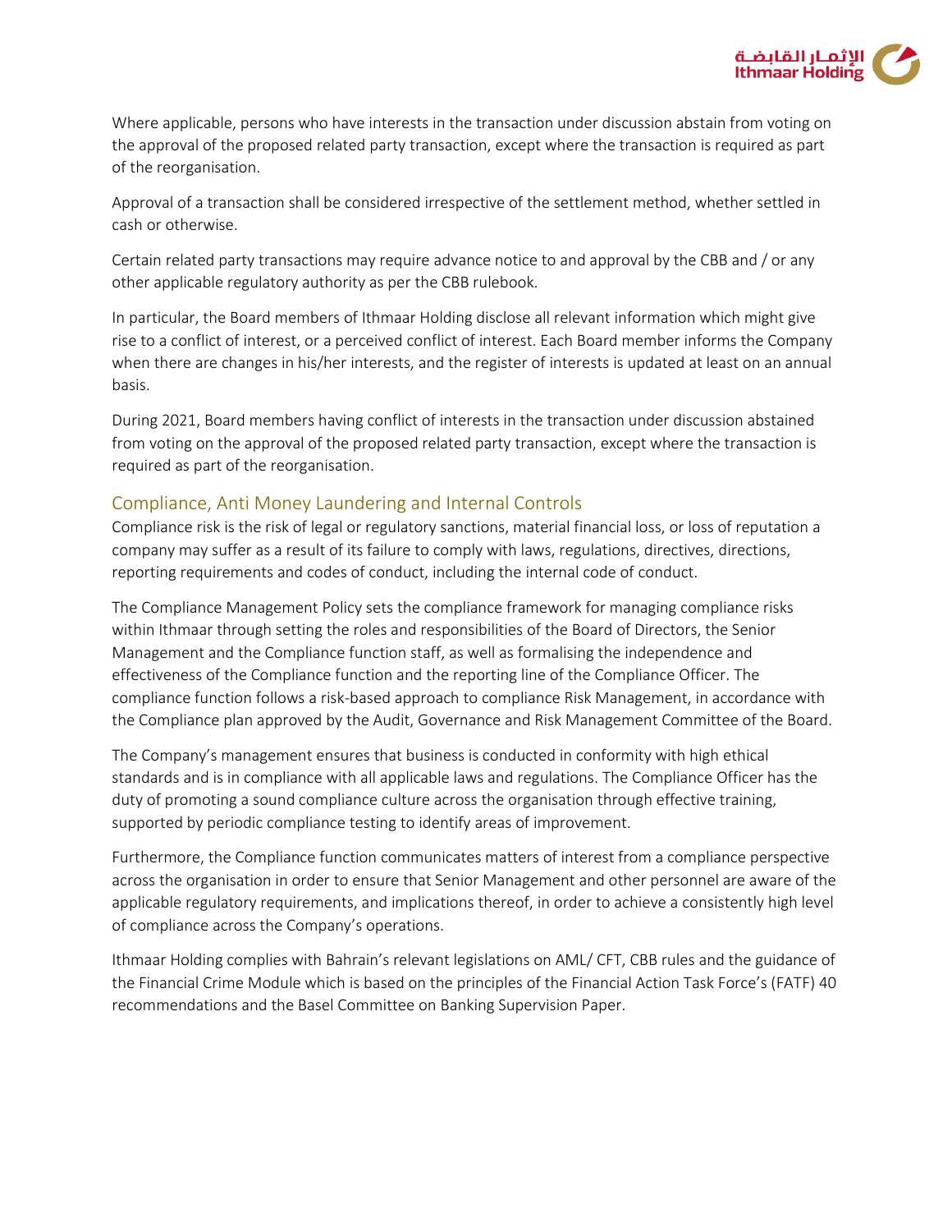Where applicable, persons who have interests in the transaction under discussion abstain from voting on the approval of the proposed related party transaction, except where the transaction is required as part of the reorganisation.

Approval of a transaction shall be considered irrespective of the settlement method, whether settled in cash or otherwise.

Certain related party transactions may require advance notice to and approval by the CBB and / or any other applicable regulatory authority as per the CBB rulebook.

In particular, the Board members of Ithmaar Holding disclose all relevant information which might give rise to a conflict of interest, or a perceived conflict of interest. Each Board member informs the Company when there are changes in his/her interests, and the register of interests is updated at least on an annual basis.

During 2021, Board members having conflict of interests in the transaction under discussion abstained from voting on the approval of the proposed related party transaction, except where the transaction is required as part of the reorganisation.

## Compliance, Anti Money Laundering and Internal Controls

Compliance risk is the risk of legal or regulatory sanctions, material financial loss, or loss of reputation a company may suffer as a result of its failure to comply with laws, regulations, directives, directions, reporting requirements and codes of conduct, including the internal code of conduct.

The Compliance Management Policy sets the compliance framework for managing compliance risks within Ithmaar through setting the roles and responsibilities of the Board of Directors, the Senior Management and the Compliance function staff, as well as formalising the independence and effectiveness of the Compliance function and the reporting line of the Compliance Officer. The compliance function follows a risk-based approach to compliance Risk Management, in accordance with the Compliance plan approved by the Audit, Governance and Risk Management Committee of the Board.

The Company's management ensures that business is conducted in conformity with high ethical standards and is in compliance with all applicable laws and regulations. The Compliance Officer has the duty of promoting a sound compliance culture across the organisation through effective training, supported by periodic compliance testing to identify areas of improvement.

Furthermore, the Compliance function communicates matters of interest from a compliance perspective across the organisation in order to ensure that Senior Management and other personnel are aware of the applicable regulatory requirements, and implications thereof, in order to achieve a consistently high level of compliance across the Company's operations.

Ithmaar Holding complies with Bahrain's relevant legislations on AML/ CFT, CBB rules and the guidance of the Financial Crime Module which is based on the principles of the Financial Action Task Force's (FATF) 40 recommendations and the Basel Committee on Banking Supervision Paper.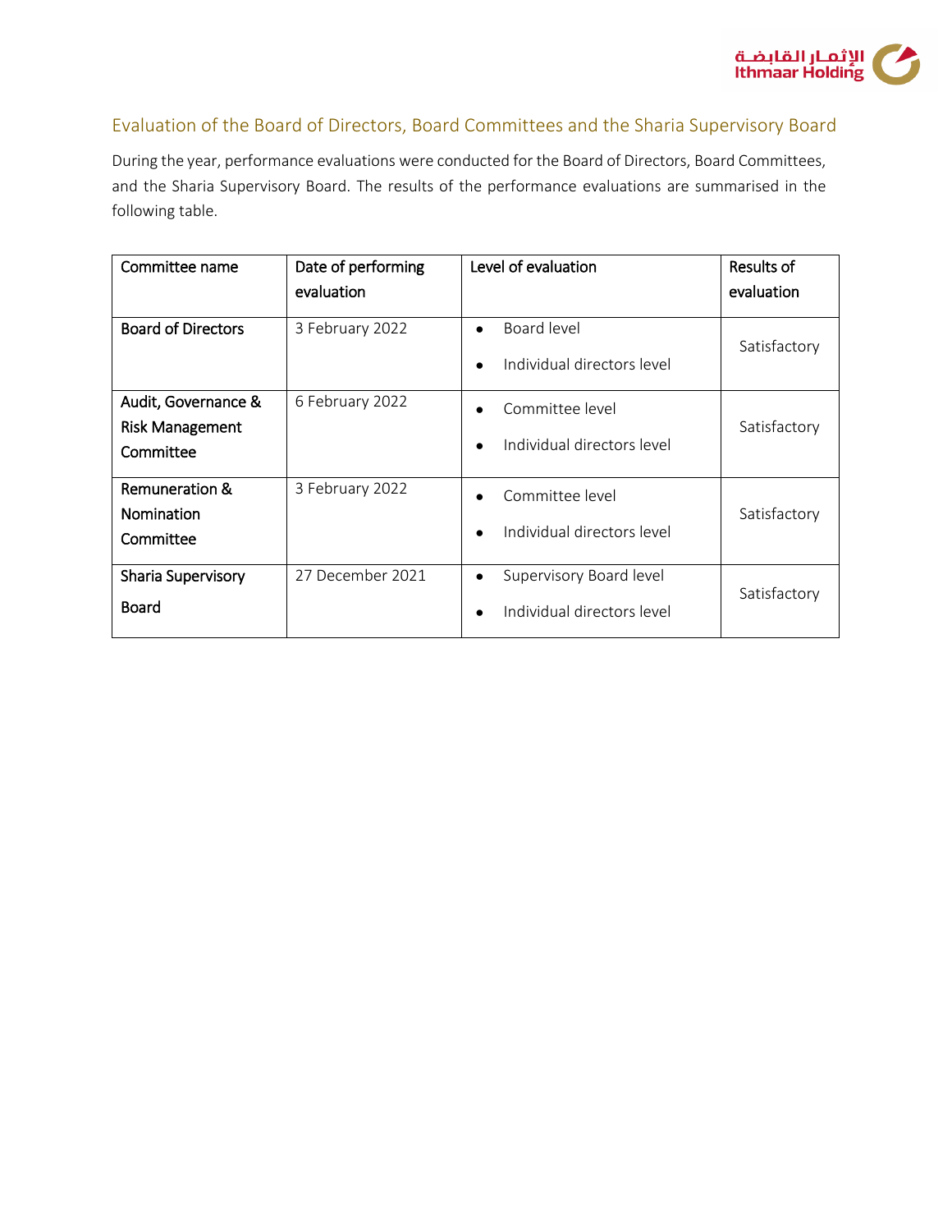## Evaluation of the Board of Directors, Board Committees and the Sharia Supervisory Board

During the year, performance evaluations were conducted for the Board of Directors, Board Committees, and the Sharia Supervisory Board. The results of the performance evaluations are summarised in the following table.

| Committee name | Date of performing evaluation | Level of evaluation | Results of evaluation |
|---|---|---|---|
| Board of Directors | 3 February 2022 | • Board level<br>• Individual directors level | Satisfactory |
| Audit, Governance & Risk Management Committee | 6 February 2022 | • Committee level<br>• Individual directors level | Satisfactory |
| Remuneration & Nomination Committee | 3 February 2022 | • Committee level<br>• Individual directors level | Satisfactory |
| Sharia Supervisory Board | 27 December 2021 | • Supervisory Board level<br>• Individual directors level | Satisfactory |